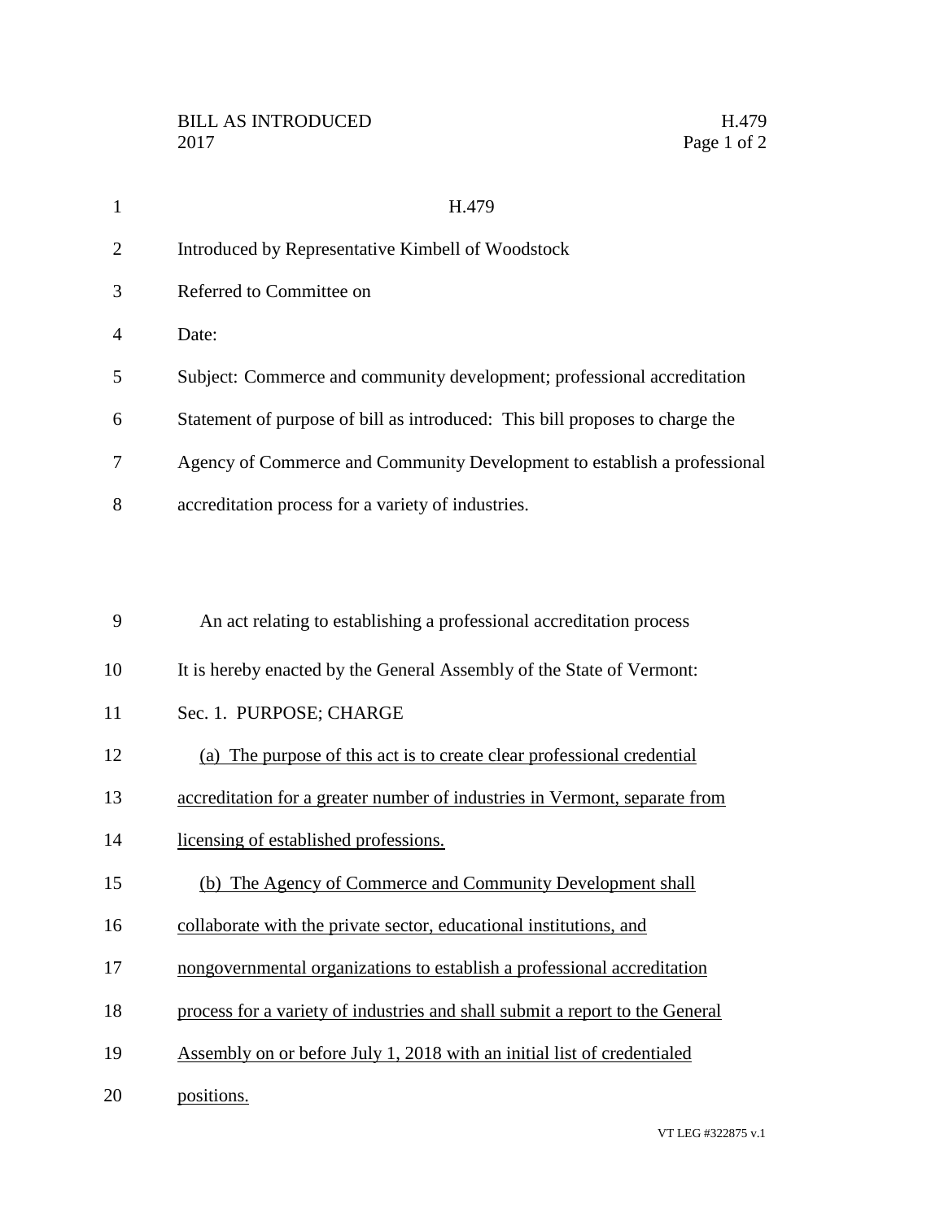# H.479

Introduced by Representative Kimbell of Woodstock

Referred to Committee on

Date:

Subject: Commerce and community development; professional accreditation

Statement of purpose of bill as introduced: This bill proposes to charge the Agency of Commerce and Community Development to establish a professional accreditation process for a variety of industries.

An act relating to establishing a professional accreditation process

It is hereby enacted by the General Assembly of the State of Vermont:

Sec. 1. PURPOSE; CHARGE

(a) The purpose of this act is to create clear professional credential accreditation for a greater number of industries in Vermont, separate from licensing of established professions.

(b) The Agency of Commerce and Community Development shall collaborate with the private sector, educational institutions, and nongovernmental organizations to establish a professional accreditation process for a variety of industries and shall submit a report to the General Assembly on or before July 1, 2018 with an initial list of credentialed positions.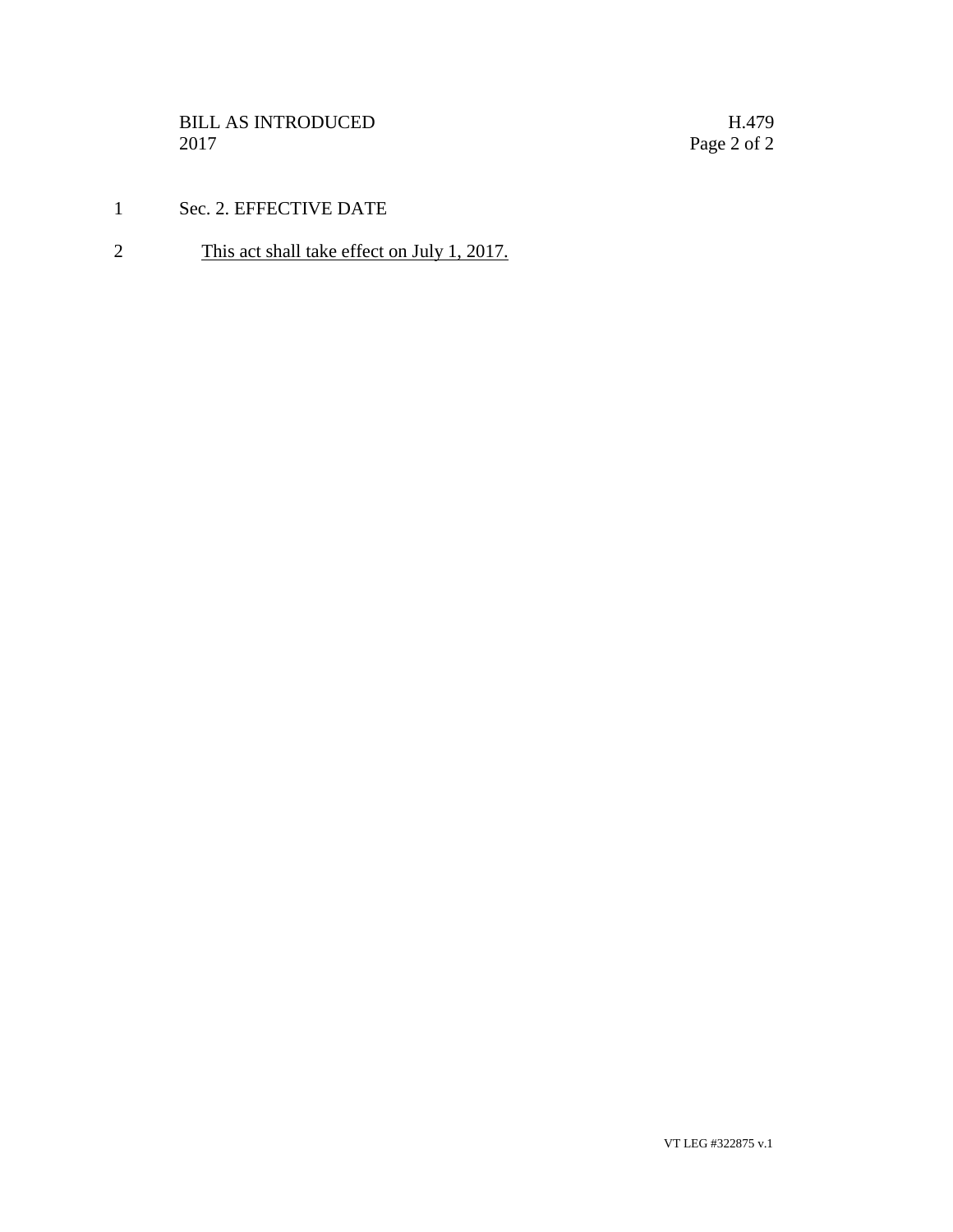Sec. 2. EFFECTIVE DATE

This act shall take effect on July 1, 2017.